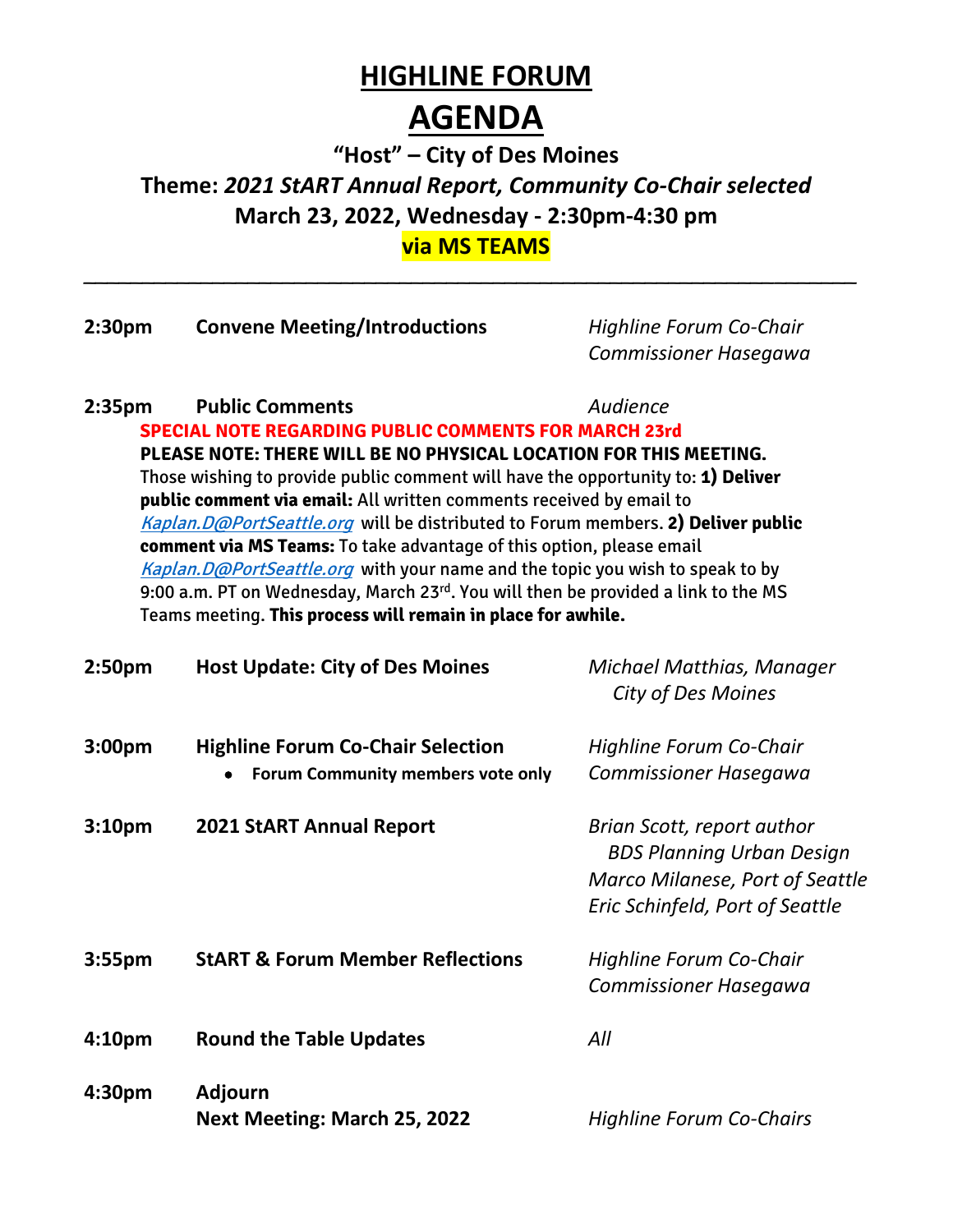# HIGHLINE FORUM

# AGENDA

### "Host" – City of Des Moines

### Theme: *2021 StART Annual Report, Community Co-Chair selected*

### March 23, 2022, Wednesday - 2:30pm-4:30 pm

### via MS TEAMS

---

**2:30pm** **Convene Meeting/Introductions** — *Highline Forum Co-Chair Commissioner Hasegawa*

**2:35pm** **Public Comments** — *Audience*

**SPECIAL NOTE REGARDING PUBLIC COMMENTS FOR MARCH 23rd**

**PLEASE NOTE: THERE WILL BE NO PHYSICAL LOCATION FOR THIS MEETING.** Those wishing to provide public comment will have the opportunity to: **1) Deliver public comment via email:** All written comments received by email to *Kaplan.D@PortSeattle.org* will be distributed to Forum members. **2) Deliver public comment via MS Teams:** To take advantage of this option, please email *Kaplan.D@PortSeattle.org* with your name and the topic you wish to speak to by 9:00 a.m. PT on Wednesday, March 23rd. You will then be provided a link to the MS Teams meeting. **This process will remain in place for awhile.**

**2:50pm** **Host Update: City of Des Moines** — *Michael Matthias, Manager City of Des Moines*

**3:00pm** **Highline Forum Co-Chair Selection** — *Highline Forum Co-Chair Commissioner Hasegawa*

- **Forum Community members vote only**

**3:10pm** **2021 StART Annual Report** — *Brian Scott, report author BDS Planning Urban Design; Marco Milanese, Port of Seattle; Eric Schinfeld, Port of Seattle*

**3:55pm** **StART & Forum Member Reflections** — *Highline Forum Co-Chair Commissioner Hasegawa*

**4:10pm** **Round the Table Updates** — *All*

**4:30pm** **Adjourn**
**Next Meeting: March 25, 2022** — *Highline Forum Co-Chairs*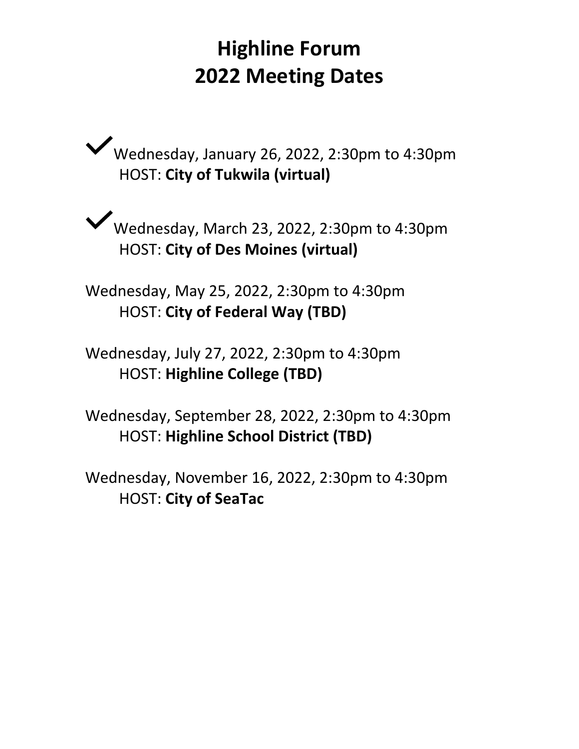# Highline Forum
# 2022 Meeting Dates

✓ Wednesday, January 26, 2022, 2:30pm to 4:30pm
HOST: **City of Tukwila (virtual)**

✓ Wednesday, March 23, 2022, 2:30pm to 4:30pm
HOST: **City of Des Moines (virtual)**

Wednesday, May 25, 2022, 2:30pm to 4:30pm
HOST: **City of Federal Way (TBD)**

Wednesday, July 27, 2022, 2:30pm to 4:30pm
HOST: **Highline College (TBD)**

Wednesday, September 28, 2022, 2:30pm to 4:30pm
HOST: **Highline School District (TBD)**

Wednesday, November 16, 2022, 2:30pm to 4:30pm
HOST: **City of SeaTac**